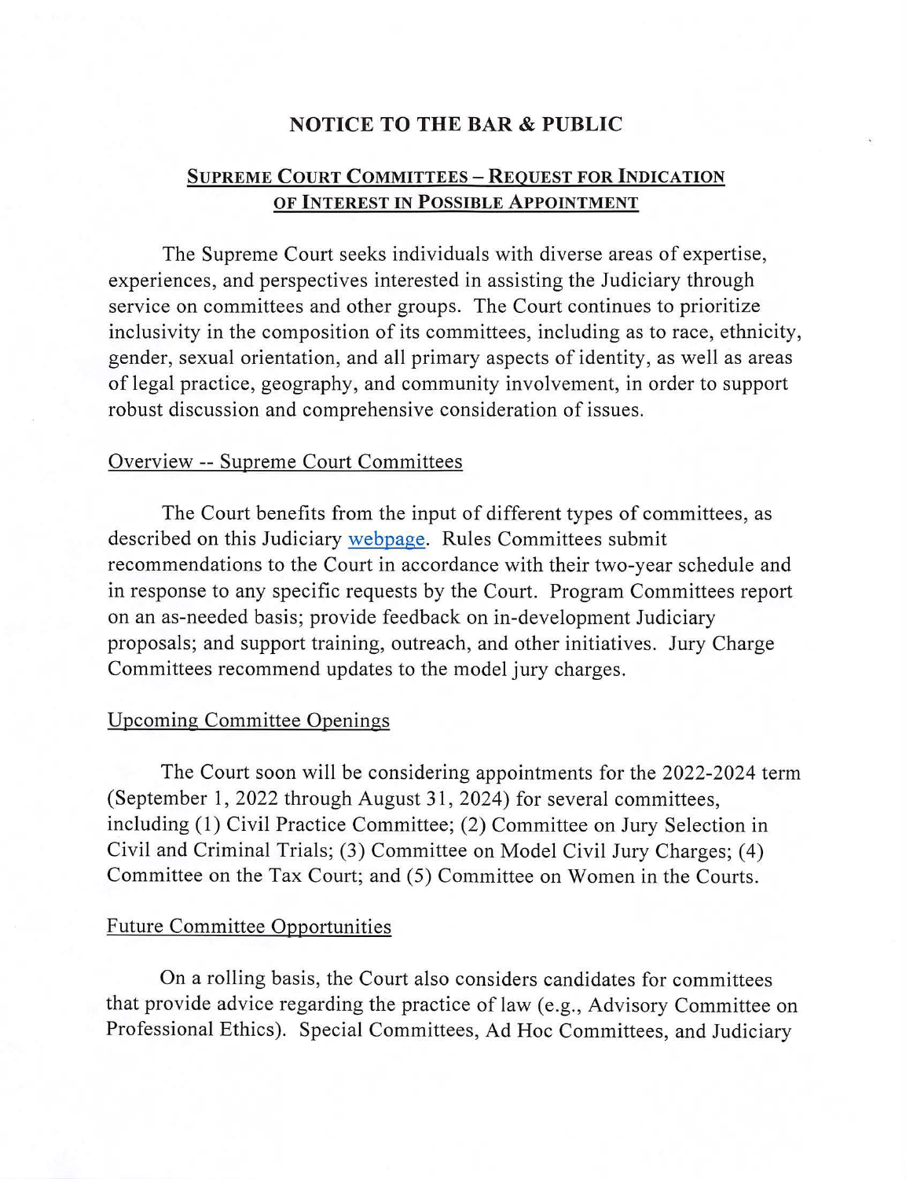# NOTICE TO THE BAR & PUBLIC

## SUPREME COURT COMMITTEES – REQUEST FOR INDICATION OF INTEREST IN POSSIBLE APPOINTMENT

The Supreme Court seeks individuals with diverse areas of expertise, experiences, and perspectives interested in assisting the Judiciary through service on committees and other groups. The Court continues to prioritize inclusivity in the composition of its committees, including as to race, ethnicity, gender, sexual orientation, and all primary aspects of identity, as well as areas of legal practice, geography, and community involvement, in order to support robust discussion and comprehensive consideration of issues.

### Overview -- Supreme Court Committees

The Court benefits from the input of different types of committees, as described on this Judiciary webpage. Rules Committees submit recommendations to the Court in accordance with their two-year schedule and in response to any specific requests by the Court. Program Committees report on an as-needed basis; provide feedback on in-development Judiciary proposals; and support training, outreach, and other initiatives. Jury Charge Committees recommend updates to the model jury charges.

### Upcoming Committee Openings

The Court soon will be considering appointments for the 2022-2024 term (September 1, 2022 through August 31, 2024) for several committees, including (1) Civil Practice Committee; (2) Committee on Jury Selection in Civil and Criminal Trials; (3) Committee on Model Civil Jury Charges; (4) Committee on the Tax Court; and (5) Committee on Women in the Courts.

### Future Committee Opportunities

On a rolling basis, the Court also considers candidates for committees that provide advice regarding the practice of law (e.g., Advisory Committee on Professional Ethics). Special Committees, Ad Hoc Committees, and Judiciary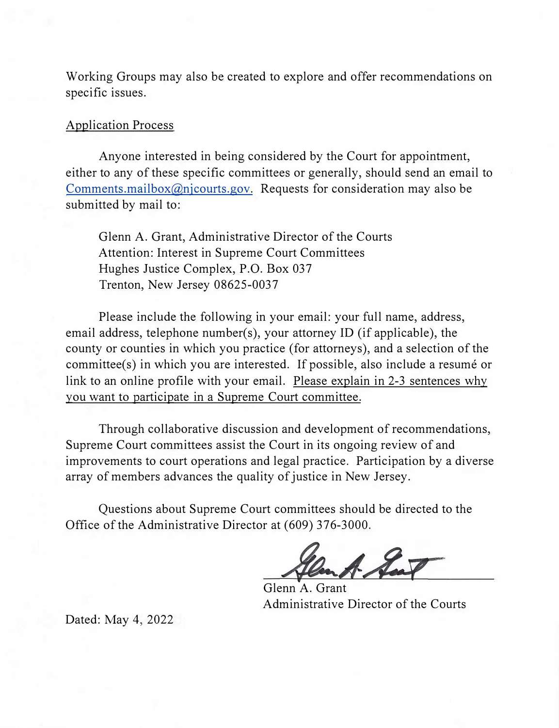Working Groups may also be created to explore and offer recommendations on specific issues.

Application Process

Anyone interested in being considered by the Court for appointment, either to any of these specific committees or generally, should send an email to Comments.mailbox@njcourts.gov. Requests for consideration may also be submitted by mail to:

Glenn A. Grant, Administrative Director of the Courts
Attention: Interest in Supreme Court Committees
Hughes Justice Complex, P.O. Box 037
Trenton, New Jersey 08625-0037

Please include the following in your email: your full name, address, email address, telephone number(s), your attorney ID (if applicable), the county or counties in which you practice (for attorneys), and a selection of the committee(s) in which you are interested. If possible, also include a resumé or link to an online profile with your email. Please explain in 2-3 sentences why you want to participate in a Supreme Court committee.

Through collaborative discussion and development of recommendations, Supreme Court committees assist the Court in its ongoing review of and improvements to court operations and legal practice. Participation by a diverse array of members advances the quality of justice in New Jersey.

Questions about Supreme Court committees should be directed to the Office of the Administrative Director at (609) 376-3000.

Glenn A. Grant
Administrative Director of the Courts

Dated: May 4, 2022